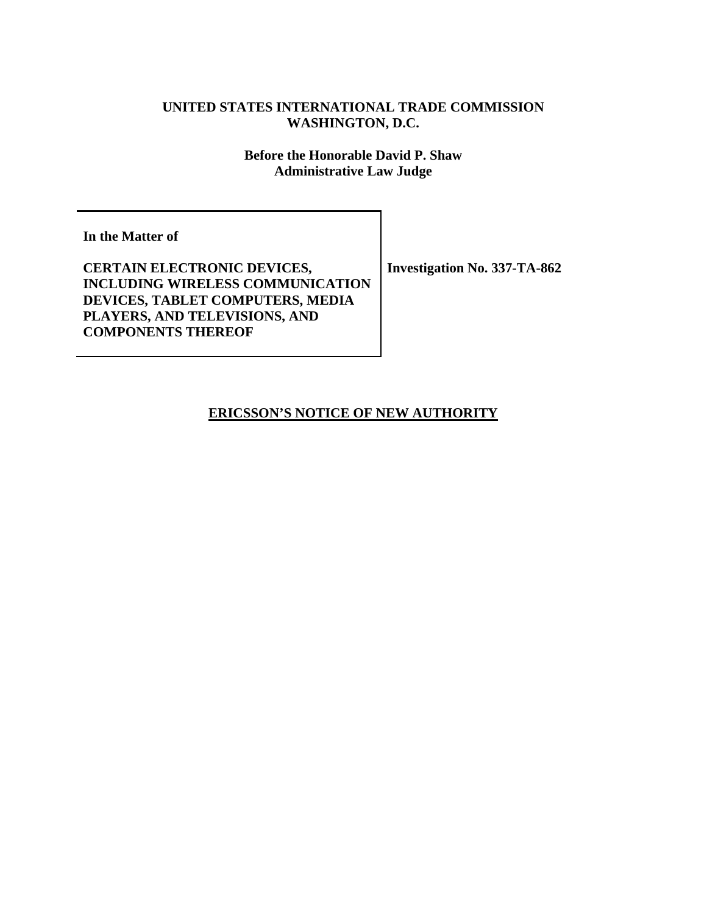**UNITED STATES INTERNATIONAL TRADE COMMISSION**
**WASHINGTON, D.C.**

**Before the Honorable David P. Shaw**
**Administrative Law Judge**

| | |
|---|---|
| **In the Matter of**<br><br>**CERTAIN ELECTRONIC DEVICES, INCLUDING WIRELESS COMMUNICATION DEVICES, TABLET COMPUTERS, MEDIA PLAYERS, AND TELEVISIONS, AND COMPONENTS THEREOF** | **Investigation No. 337-TA-862** |

# ERICSSON'S NOTICE OF NEW AUTHORITY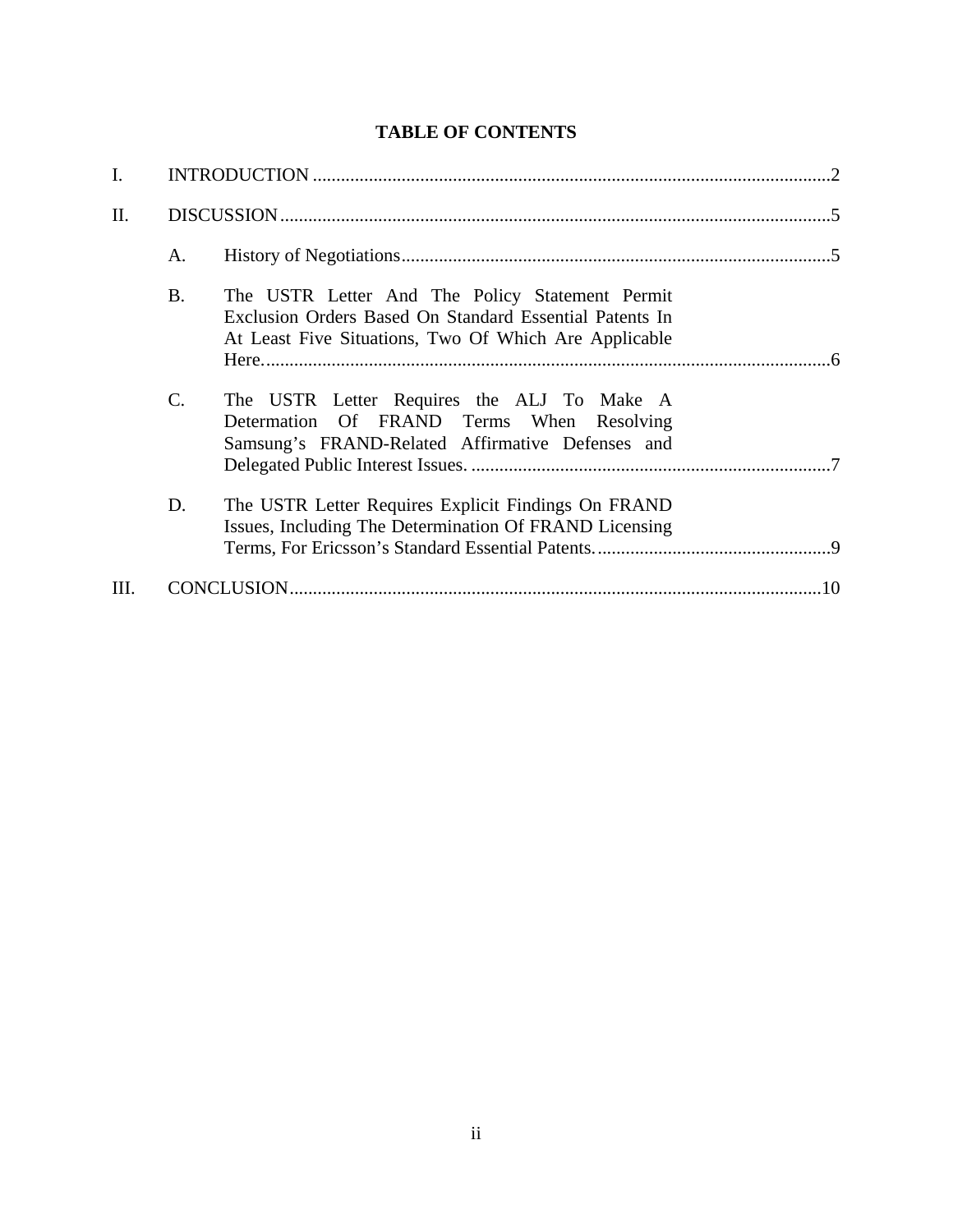## TABLE OF CONTENTS

I. INTRODUCTION .....2

II. DISCUSSION .....5

- A. History of Negotiations .....5
- B. The USTR Letter And The Policy Statement Permit Exclusion Orders Based On Standard Essential Patents In At Least Five Situations, Two Of Which Are Applicable Here. .....6
- C. The USTR Letter Requires the ALJ To Make A Determation Of FRAND Terms When Resolving Samsung's FRAND-Related Affirmative Defenses and Delegated Public Interest Issues. .....7
- D. The USTR Letter Requires Explicit Findings On FRAND Issues, Including The Determination Of FRAND Licensing Terms, For Ericsson's Standard Essential Patents. .....9

III. CONCLUSION .....10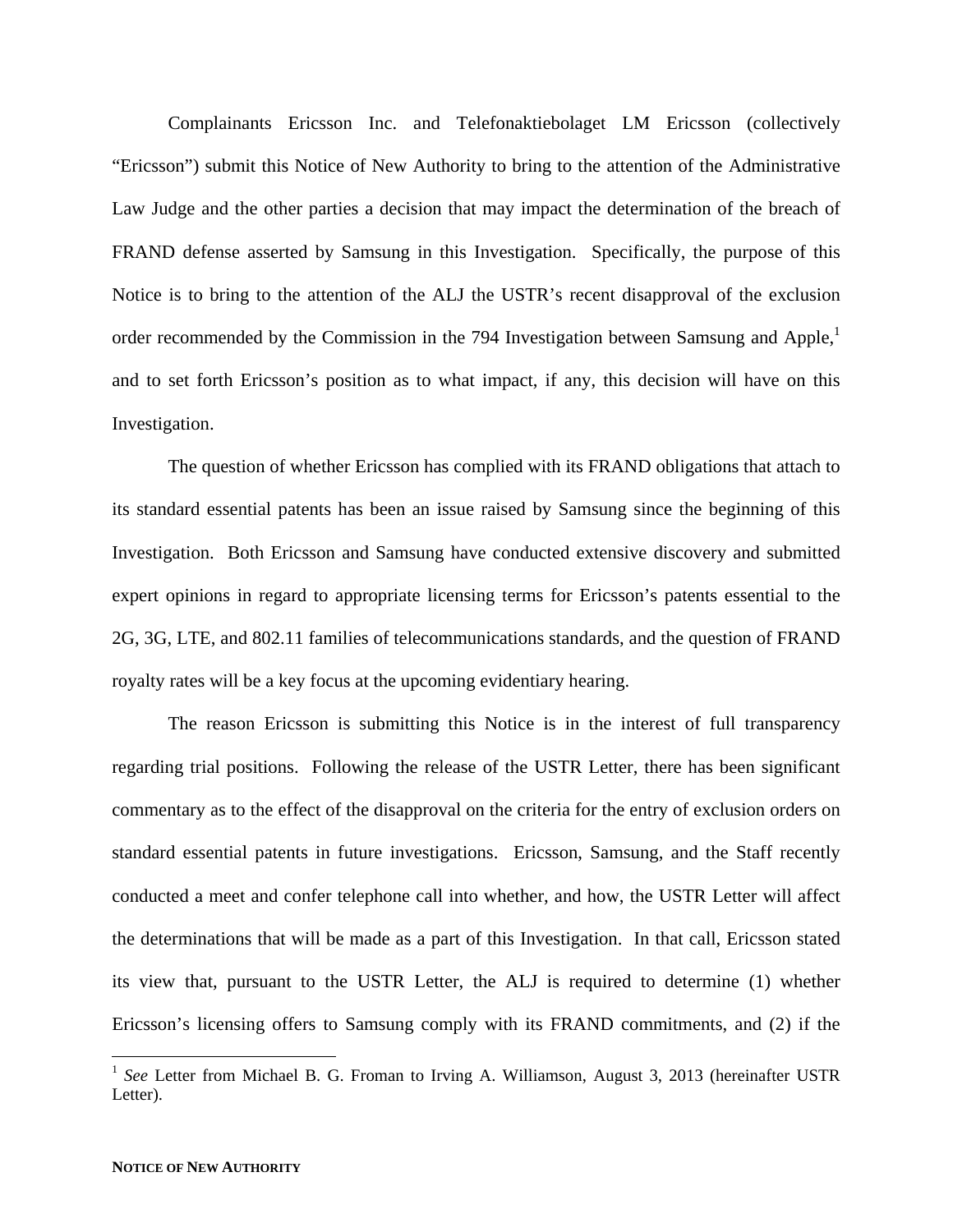Complainants Ericsson Inc. and Telefonaktiebolaget LM Ericsson (collectively "Ericsson") submit this Notice of New Authority to bring to the attention of the Administrative Law Judge and the other parties a decision that may impact the determination of the breach of FRAND defense asserted by Samsung in this Investigation. Specifically, the purpose of this Notice is to bring to the attention of the ALJ the USTR's recent disapproval of the exclusion order recommended by the Commission in the 794 Investigation between Samsung and Apple,[1] and to set forth Ericsson's position as to what impact, if any, this decision will have on this Investigation.

The question of whether Ericsson has complied with its FRAND obligations that attach to its standard essential patents has been an issue raised by Samsung since the beginning of this Investigation. Both Ericsson and Samsung have conducted extensive discovery and submitted expert opinions in regard to appropriate licensing terms for Ericsson's patents essential to the 2G, 3G, LTE, and 802.11 families of telecommunications standards, and the question of FRAND royalty rates will be a key focus at the upcoming evidentiary hearing.

The reason Ericsson is submitting this Notice is in the interest of full transparency regarding trial positions. Following the release of the USTR Letter, there has been significant commentary as to the effect of the disapproval on the criteria for the entry of exclusion orders on standard essential patents in future investigations. Ericsson, Samsung, and the Staff recently conducted a meet and confer telephone call into whether, and how, the USTR Letter will affect the determinations that will be made as a part of this Investigation. In that call, Ericsson stated its view that, pursuant to the USTR Letter, the ALJ is required to determine (1) whether Ericsson's licensing offers to Samsung comply with its FRAND commitments, and (2) if the

[1] *See* Letter from Michael B. G. Froman to Irving A. Williamson, August 3, 2013 (hereinafter USTR Letter).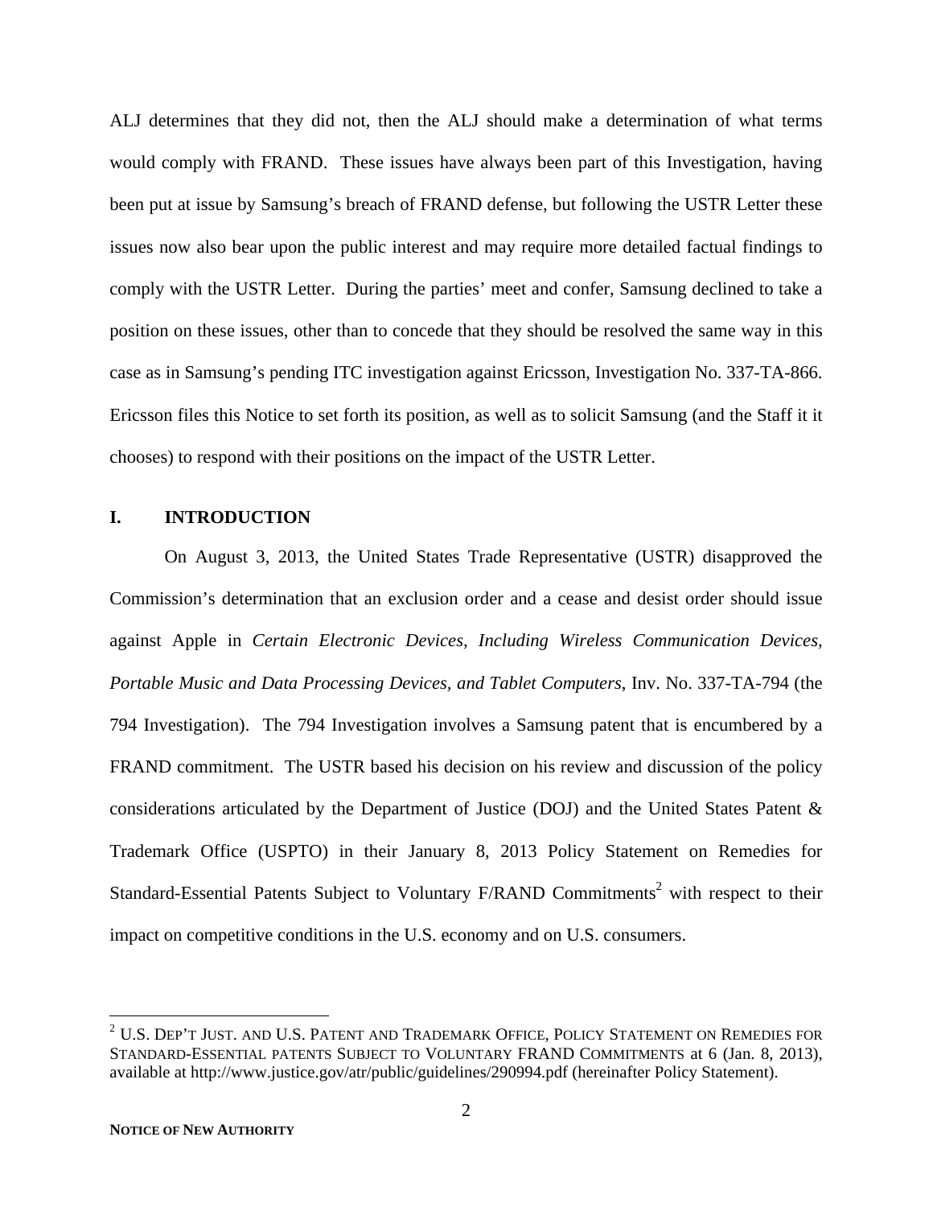ALJ determines that they did not, then the ALJ should make a determination of what terms would comply with FRAND. These issues have always been part of this Investigation, having been put at issue by Samsung's breach of FRAND defense, but following the USTR Letter these issues now also bear upon the public interest and may require more detailed factual findings to comply with the USTR Letter. During the parties' meet and confer, Samsung declined to take a position on these issues, other than to concede that they should be resolved the same way in this case as in Samsung's pending ITC investigation against Ericsson, Investigation No. 337-TA-866. Ericsson files this Notice to set forth its position, as well as to solicit Samsung (and the Staff it it chooses) to respond with their positions on the impact of the USTR Letter.

## I. INTRODUCTION

On August 3, 2013, the United States Trade Representative (USTR) disapproved the Commission's determination that an exclusion order and a cease and desist order should issue against Apple in *Certain Electronic Devices, Including Wireless Communication Devices, Portable Music and Data Processing Devices, and Tablet Computers*, Inv. No. 337-TA-794 (the 794 Investigation). The 794 Investigation involves a Samsung patent that is encumbered by a FRAND commitment. The USTR based his decision on his review and discussion of the policy considerations articulated by the Department of Justice (DOJ) and the United States Patent & Trademark Office (USPTO) in their January 8, 2013 Policy Statement on Remedies for Standard-Essential Patents Subject to Voluntary F/RAND Commitments[2] with respect to their impact on competitive conditions in the U.S. economy and on U.S. consumers.

[2] U.S. DEP'T JUST. AND U.S. PATENT AND TRADEMARK OFFICE, POLICY STATEMENT ON REMEDIES FOR STANDARD-ESSENTIAL PATENTS SUBJECT TO VOLUNTARY FRAND COMMITMENTS at 6 (Jan. 8, 2013), available at http://www.justice.gov/atr/public/guidelines/290994.pdf (hereinafter Policy Statement).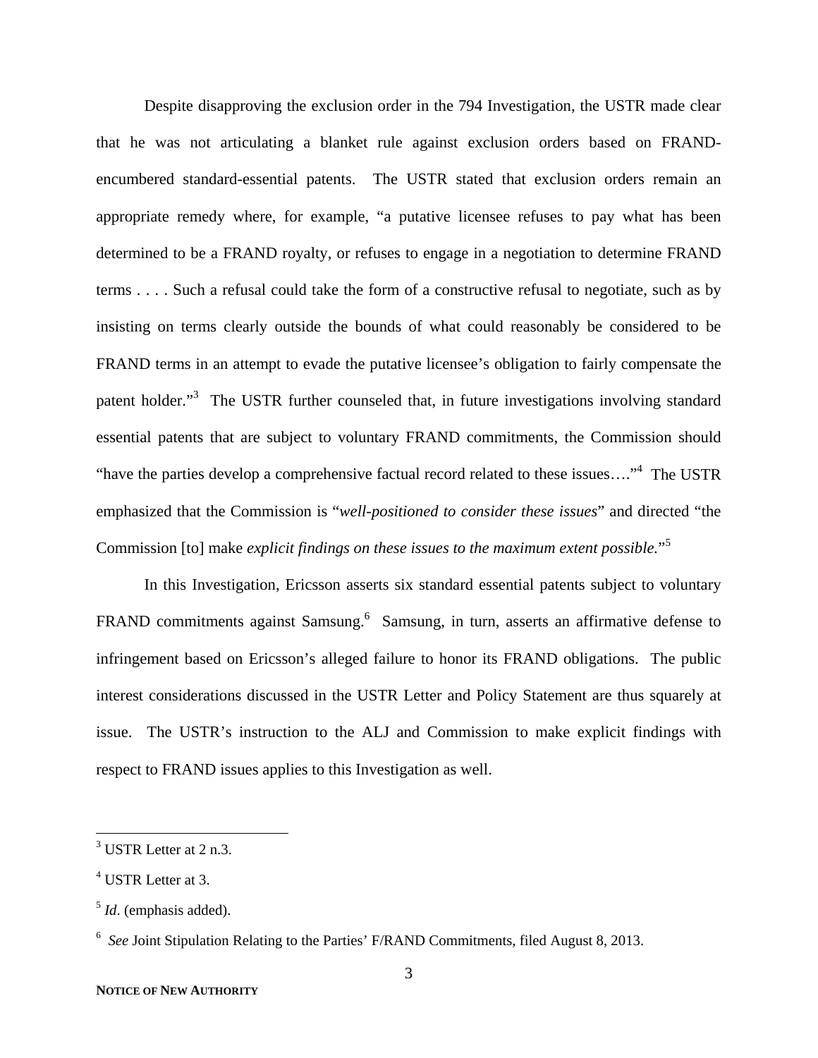Despite disapproving the exclusion order in the 794 Investigation, the USTR made clear that he was not articulating a blanket rule against exclusion orders based on FRAND-encumbered standard-essential patents. The USTR stated that exclusion orders remain an appropriate remedy where, for example, "a putative licensee refuses to pay what has been determined to be a FRAND royalty, or refuses to engage in a negotiation to determine FRAND terms . . . . Such a refusal could take the form of a constructive refusal to negotiate, such as by insisting on terms clearly outside the bounds of what could reasonably be considered to be FRAND terms in an attempt to evade the putative licensee's obligation to fairly compensate the patent holder."[3] The USTR further counseled that, in future investigations involving standard essential patents that are subject to voluntary FRAND commitments, the Commission should "have the parties develop a comprehensive factual record related to these issues…."[4] The USTR emphasized that the Commission is "*well-positioned to consider these issues*" and directed "the Commission [to] make *explicit findings on these issues to the maximum extent possible.*"[5]

In this Investigation, Ericsson asserts six standard essential patents subject to voluntary FRAND commitments against Samsung.[6] Samsung, in turn, asserts an affirmative defense to infringement based on Ericsson's alleged failure to honor its FRAND obligations. The public interest considerations discussed in the USTR Letter and Policy Statement are thus squarely at issue. The USTR's instruction to the ALJ and Commission to make explicit findings with respect to FRAND issues applies to this Investigation as well.

---

[3] USTR Letter at 2 n.3.

[4] USTR Letter at 3.

[5] *Id*. (emphasis added).

[6] *See* Joint Stipulation Relating to the Parties' F/RAND Commitments, filed August 8, 2013.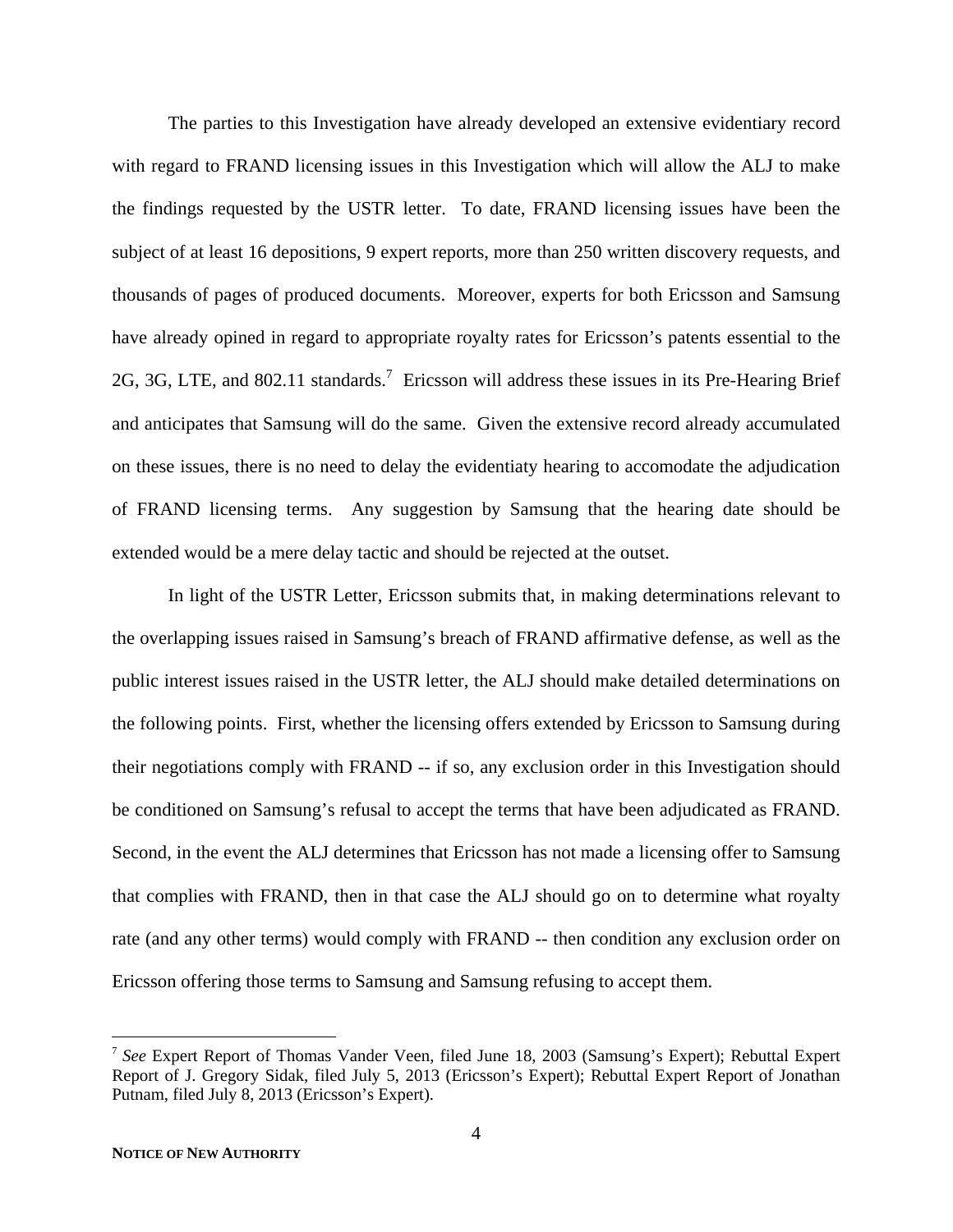The parties to this Investigation have already developed an extensive evidentiary record with regard to FRAND licensing issues in this Investigation which will allow the ALJ to make the findings requested by the USTR letter. To date, FRAND licensing issues have been the subject of at least 16 depositions, 9 expert reports, more than 250 written discovery requests, and thousands of pages of produced documents. Moreover, experts for both Ericsson and Samsung have already opined in regard to appropriate royalty rates for Ericsson's patents essential to the 2G, 3G, LTE, and 802.11 standards.[7] Ericsson will address these issues in its Pre-Hearing Brief and anticipates that Samsung will do the same. Given the extensive record already accumulated on these issues, there is no need to delay the evidentiaty hearing to accomodate the adjudication of FRAND licensing terms. Any suggestion by Samsung that the hearing date should be extended would be a mere delay tactic and should be rejected at the outset.

In light of the USTR Letter, Ericsson submits that, in making determinations relevant to the overlapping issues raised in Samsung's breach of FRAND affirmative defense, as well as the public interest issues raised in the USTR letter, the ALJ should make detailed determinations on the following points. First, whether the licensing offers extended by Ericsson to Samsung during their negotiations comply with FRAND -- if so, any exclusion order in this Investigation should be conditioned on Samsung's refusal to accept the terms that have been adjudicated as FRAND. Second, in the event the ALJ determines that Ericsson has not made a licensing offer to Samsung that complies with FRAND, then in that case the ALJ should go on to determine what royalty rate (and any other terms) would comply with FRAND -- then condition any exclusion order on Ericsson offering those terms to Samsung and Samsung refusing to accept them.

---

[7] *See* Expert Report of Thomas Vander Veen, filed June 18, 2003 (Samsung's Expert); Rebuttal Expert Report of J. Gregory Sidak, filed July 5, 2013 (Ericsson's Expert); Rebuttal Expert Report of Jonathan Putnam, filed July 8, 2013 (Ericsson's Expert).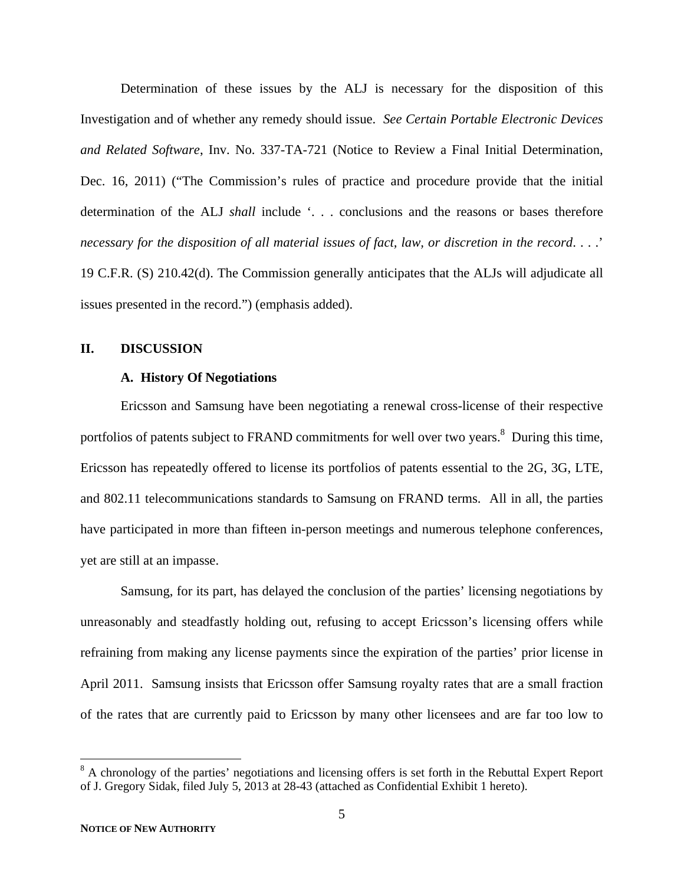Determination of these issues by the ALJ is necessary for the disposition of this Investigation and of whether any remedy should issue. *See Certain Portable Electronic Devices and Related Software*, Inv. No. 337-TA-721 (Notice to Review a Final Initial Determination, Dec. 16, 2011) ("The Commission's rules of practice and procedure provide that the initial determination of the ALJ *shall* include '. . . conclusions and the reasons or bases therefore *necessary for the disposition of all material issues of fact, law, or discretion in the record*. . . .' 19 C.F.R. (S) 210.42(d). The Commission generally anticipates that the ALJs will adjudicate all issues presented in the record.") (emphasis added).

## II. DISCUSSION

### A. History Of Negotiations

Ericsson and Samsung have been negotiating a renewal cross-license of their respective portfolios of patents subject to FRAND commitments for well over two years.[8] During this time, Ericsson has repeatedly offered to license its portfolios of patents essential to the 2G, 3G, LTE, and 802.11 telecommunications standards to Samsung on FRAND terms. All in all, the parties have participated in more than fifteen in-person meetings and numerous telephone conferences, yet are still at an impasse.

Samsung, for its part, has delayed the conclusion of the parties' licensing negotiations by unreasonably and steadfastly holding out, refusing to accept Ericsson's licensing offers while refraining from making any license payments since the expiration of the parties' prior license in April 2011. Samsung insists that Ericsson offer Samsung royalty rates that are a small fraction of the rates that are currently paid to Ericsson by many other licensees and are far too low to

[8] A chronology of the parties' negotiations and licensing offers is set forth in the Rebuttal Expert Report of J. Gregory Sidak, filed July 5, 2013 at 28-43 (attached as Confidential Exhibit 1 hereto).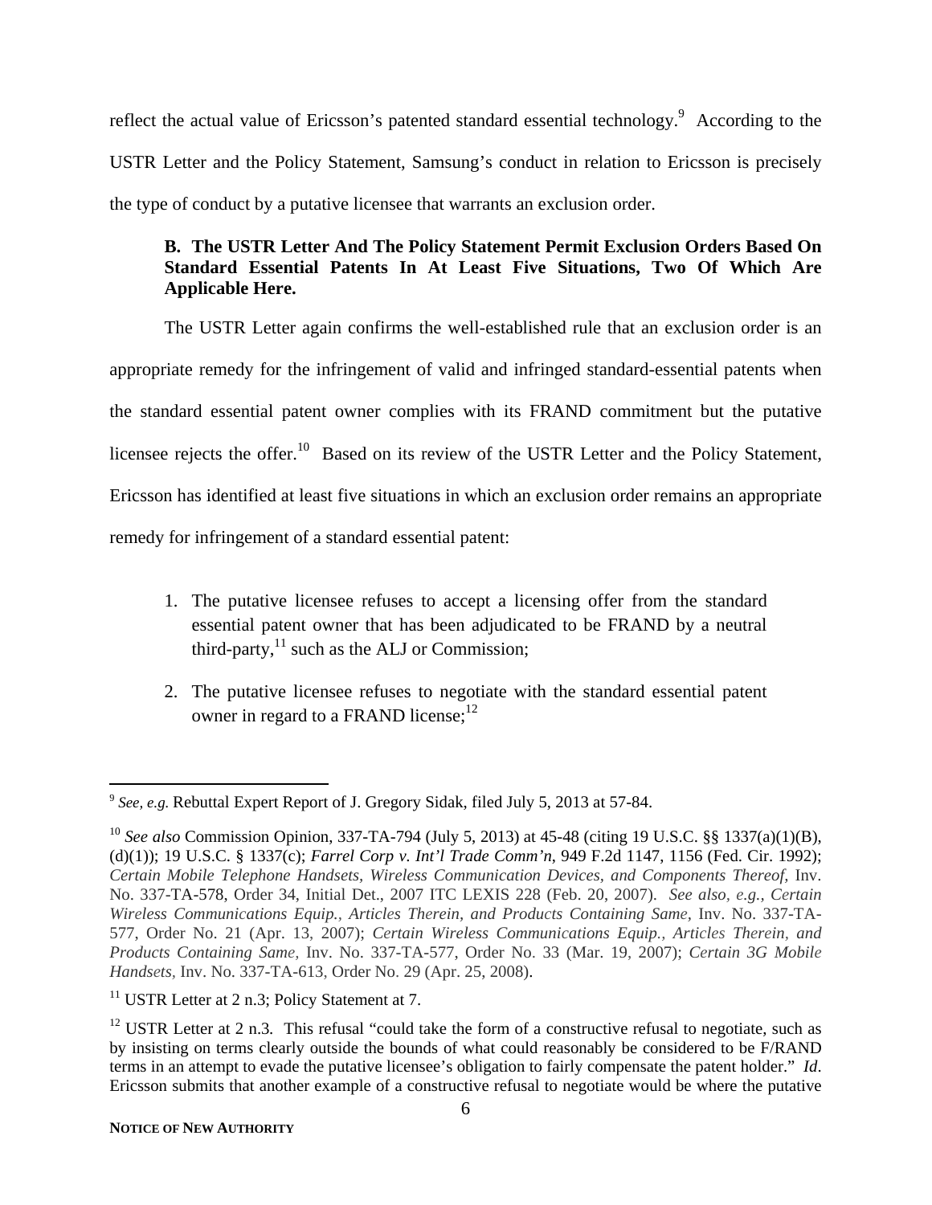reflect the actual value of Ericsson's patented standard essential technology.[9] According to the USTR Letter and the Policy Statement, Samsung's conduct in relation to Ericsson is precisely the type of conduct by a putative licensee that warrants an exclusion order.

### B. The USTR Letter And The Policy Statement Permit Exclusion Orders Based On Standard Essential Patents In At Least Five Situations, Two Of Which Are Applicable Here.

The USTR Letter again confirms the well-established rule that an exclusion order is an appropriate remedy for the infringement of valid and infringed standard-essential patents when the standard essential patent owner complies with its FRAND commitment but the putative licensee rejects the offer.[10] Based on its review of the USTR Letter and the Policy Statement, Ericsson has identified at least five situations in which an exclusion order remains an appropriate remedy for infringement of a standard essential patent:

1. The putative licensee refuses to accept a licensing offer from the standard essential patent owner that has been adjudicated to be FRAND by a neutral third-party,[11] such as the ALJ or Commission;
2. The putative licensee refuses to negotiate with the standard essential patent owner in regard to a FRAND license;[12]

---

[9] *See, e.g.* Rebuttal Expert Report of J. Gregory Sidak, filed July 5, 2013 at 57-84.

[10] *See also* Commission Opinion, 337-TA-794 (July 5, 2013) at 45-48 (citing 19 U.S.C. §§ 1337(a)(1)(B), (d)(1)); 19 U.S.C. § 1337(c); *Farrel Corp v. Int'l Trade Comm'n*, 949 F.2d 1147, 1156 (Fed. Cir. 1992); *Certain Mobile Telephone Handsets, Wireless Communication Devices, and Components Thereof*, Inv. No. 337-TA-578, Order 34, Initial Det., 2007 ITC LEXIS 228 (Feb. 20, 2007). *See also, e.g., Certain Wireless Communications Equip., Articles Therein, and Products Containing Same*, Inv. No. 337-TA-577, Order No. 21 (Apr. 13, 2007); *Certain Wireless Communications Equip., Articles Therein, and Products Containing Same*, Inv. No. 337-TA-577, Order No. 33 (Mar. 19, 2007); *Certain 3G Mobile Handsets*, Inv. No. 337-TA-613, Order No. 29 (Apr. 25, 2008).

[11] USTR Letter at 2 n.3; Policy Statement at 7.

[12] USTR Letter at 2 n.3. This refusal "could take the form of a constructive refusal to negotiate, such as by insisting on terms clearly outside the bounds of what could reasonably be considered to be F/RAND terms in an attempt to evade the putative licensee's obligation to fairly compensate the patent holder." *Id*. Ericsson submits that another example of a constructive refusal to negotiate would be where the putative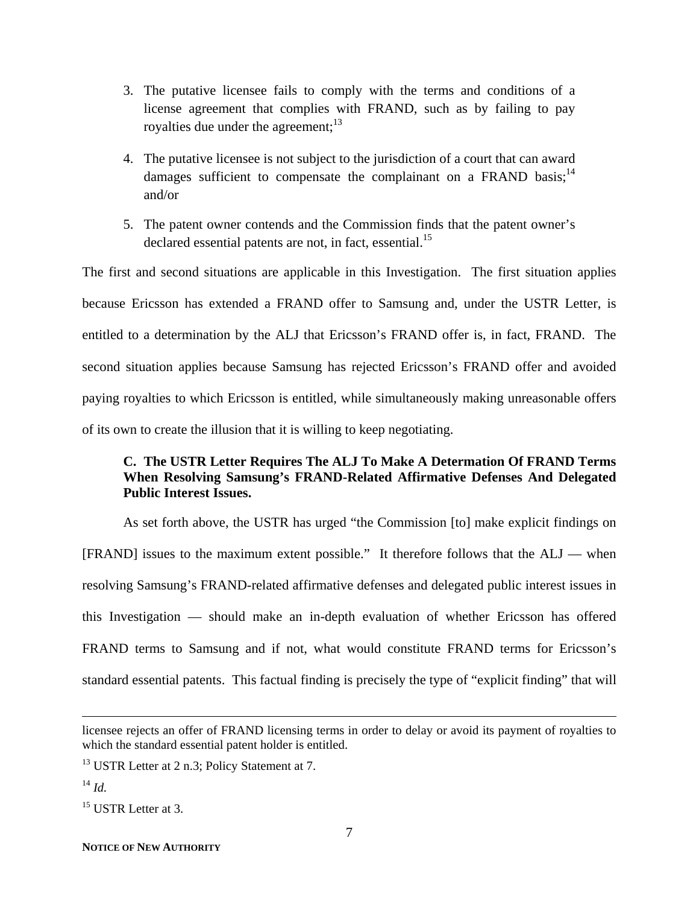3. The putative licensee fails to comply with the terms and conditions of a license agreement that complies with FRAND, such as by failing to pay royalties due under the agreement;[13]

4. The putative licensee is not subject to the jurisdiction of a court that can award damages sufficient to compensate the complainant on a FRAND basis;[14] and/or

5. The patent owner contends and the Commission finds that the patent owner's declared essential patents are not, in fact, essential.[15]

The first and second situations are applicable in this Investigation. The first situation applies because Ericsson has extended a FRAND offer to Samsung and, under the USTR Letter, is entitled to a determination by the ALJ that Ericsson's FRAND offer is, in fact, FRAND. The second situation applies because Samsung has rejected Ericsson's FRAND offer and avoided paying royalties to which Ericsson is entitled, while simultaneously making unreasonable offers of its own to create the illusion that it is willing to keep negotiating.

### C. The USTR Letter Requires The ALJ To Make A Determation Of FRAND Terms When Resolving Samsung's FRAND-Related Affirmative Defenses And Delegated Public Interest Issues.

As set forth above, the USTR has urged "the Commission [to] make explicit findings on [FRAND] issues to the maximum extent possible." It therefore follows that the ALJ — when resolving Samsung's FRAND-related affirmative defenses and delegated public interest issues in this Investigation — should make an in-depth evaluation of whether Ericsson has offered FRAND terms to Samsung and if not, what would constitute FRAND terms for Ericsson's standard essential patents. This factual finding is precisely the type of "explicit finding" that will

---

licensee rejects an offer of FRAND licensing terms in order to delay or avoid its payment of royalties to which the standard essential patent holder is entitled.

[13] USTR Letter at 2 n.3; Policy Statement at 7.

[14] *Id.*

[15] USTR Letter at 3.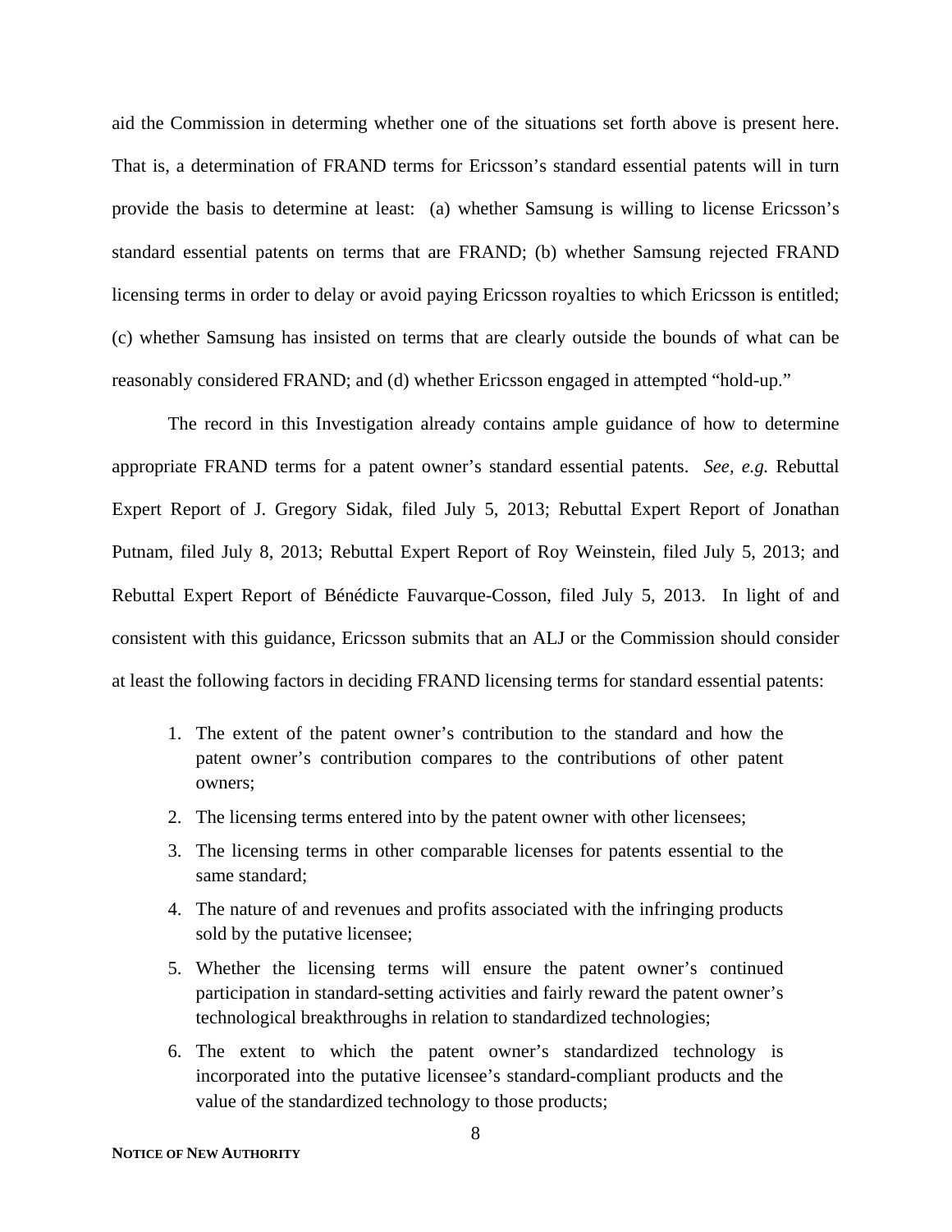aid the Commission in determing whether one of the situations set forth above is present here. That is, a determination of FRAND terms for Ericsson's standard essential patents will in turn provide the basis to determine at least: (a) whether Samsung is willing to license Ericsson's standard essential patents on terms that are FRAND; (b) whether Samsung rejected FRAND licensing terms in order to delay or avoid paying Ericsson royalties to which Ericsson is entitled; (c) whether Samsung has insisted on terms that are clearly outside the bounds of what can be reasonably considered FRAND; and (d) whether Ericsson engaged in attempted "hold-up."

The record in this Investigation already contains ample guidance of how to determine appropriate FRAND terms for a patent owner's standard essential patents. *See, e.g.* Rebuttal Expert Report of J. Gregory Sidak, filed July 5, 2013; Rebuttal Expert Report of Jonathan Putnam, filed July 8, 2013; Rebuttal Expert Report of Roy Weinstein, filed July 5, 2013; and Rebuttal Expert Report of Bénédicte Fauvarque-Cosson, filed July 5, 2013. In light of and consistent with this guidance, Ericsson submits that an ALJ or the Commission should consider at least the following factors in deciding FRAND licensing terms for standard essential patents:

1. The extent of the patent owner's contribution to the standard and how the patent owner's contribution compares to the contributions of other patent owners;
2. The licensing terms entered into by the patent owner with other licensees;
3. The licensing terms in other comparable licenses for patents essential to the same standard;
4. The nature of and revenues and profits associated with the infringing products sold by the putative licensee;
5. Whether the licensing terms will ensure the patent owner's continued participation in standard-setting activities and fairly reward the patent owner's technological breakthroughs in relation to standardized technologies;
6. The extent to which the patent owner's standardized technology is incorporated into the putative licensee's standard-compliant products and the value of the standardized technology to those products;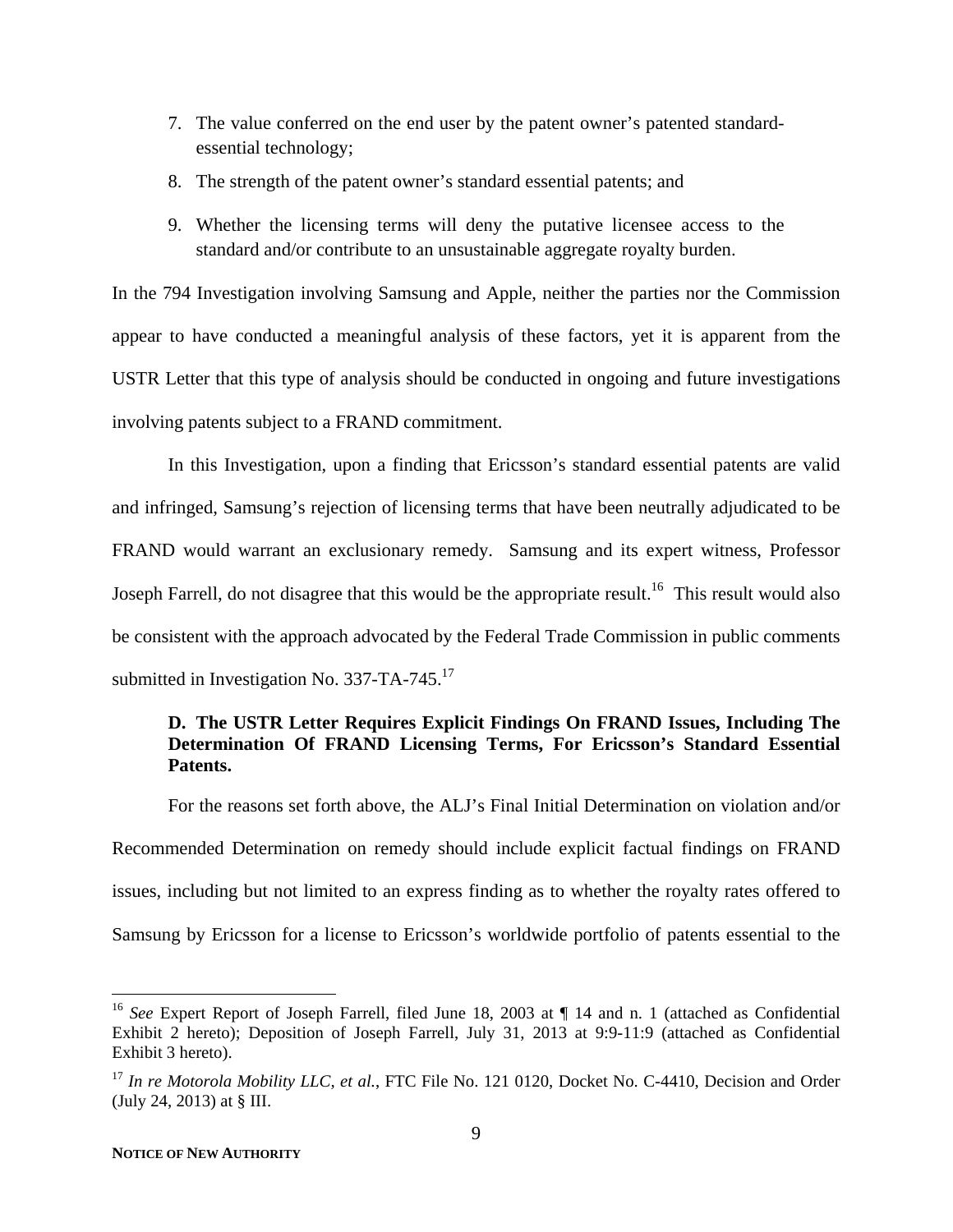7. The value conferred on the end user by the patent owner's patented standard-essential technology;
8. The strength of the patent owner's standard essential patents; and
9. Whether the licensing terms will deny the putative licensee access to the standard and/or contribute to an unsustainable aggregate royalty burden.

In the 794 Investigation involving Samsung and Apple, neither the parties nor the Commission appear to have conducted a meaningful analysis of these factors, yet it is apparent from the USTR Letter that this type of analysis should be conducted in ongoing and future investigations involving patents subject to a FRAND commitment.

In this Investigation, upon a finding that Ericsson's standard essential patents are valid and infringed, Samsung's rejection of licensing terms that have been neutrally adjudicated to be FRAND would warrant an exclusionary remedy. Samsung and its expert witness, Professor Joseph Farrell, do not disagree that this would be the appropriate result.[16] This result would also be consistent with the approach advocated by the Federal Trade Commission in public comments submitted in Investigation No. 337-TA-745.[17]

### D. The USTR Letter Requires Explicit Findings On FRAND Issues, Including The Determination Of FRAND Licensing Terms, For Ericsson's Standard Essential Patents.

For the reasons set forth above, the ALJ's Final Initial Determination on violation and/or Recommended Determination on remedy should include explicit factual findings on FRAND issues, including but not limited to an express finding as to whether the royalty rates offered to Samsung by Ericsson for a license to Ericsson's worldwide portfolio of patents essential to the

---

[16] *See* Expert Report of Joseph Farrell, filed June 18, 2003 at ¶ 14 and n. 1 (attached as Confidential Exhibit 2 hereto); Deposition of Joseph Farrell, July 31, 2013 at 9:9-11:9 (attached as Confidential Exhibit 3 hereto).

[17] *In re Motorola Mobility LLC, et al.*, FTC File No. 121 0120, Docket No. C-4410, Decision and Order (July 24, 2013) at § III.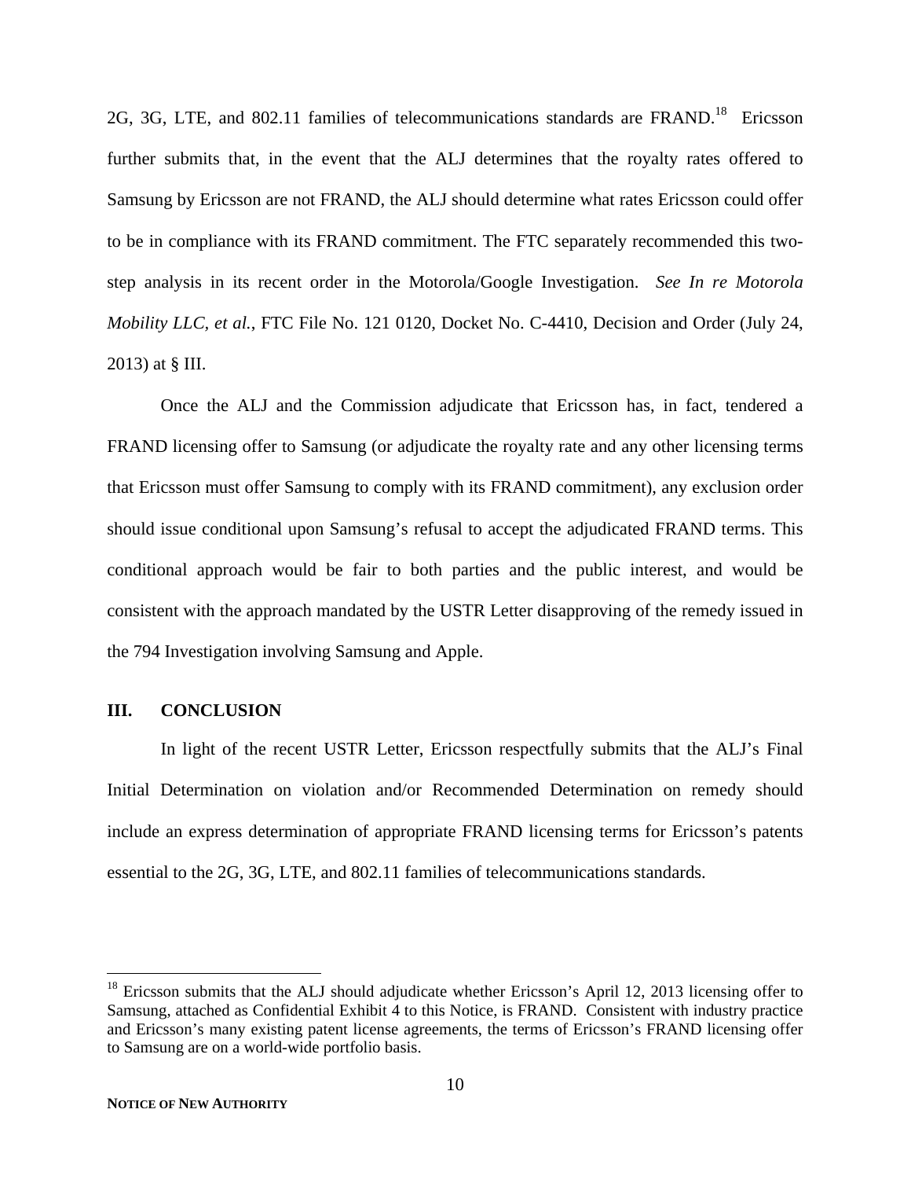2G, 3G, LTE, and 802.11 families of telecommunications standards are FRAND.[18] Ericsson further submits that, in the event that the ALJ determines that the royalty rates offered to Samsung by Ericsson are not FRAND, the ALJ should determine what rates Ericsson could offer to be in compliance with its FRAND commitment. The FTC separately recommended this two-step analysis in its recent order in the Motorola/Google Investigation. *See In re Motorola Mobility LLC, et al.*, FTC File No. 121 0120, Docket No. C-4410, Decision and Order (July 24, 2013) at § III.

Once the ALJ and the Commission adjudicate that Ericsson has, in fact, tendered a FRAND licensing offer to Samsung (or adjudicate the royalty rate and any other licensing terms that Ericsson must offer Samsung to comply with its FRAND commitment), any exclusion order should issue conditional upon Samsung's refusal to accept the adjudicated FRAND terms. This conditional approach would be fair to both parties and the public interest, and would be consistent with the approach mandated by the USTR Letter disapproving of the remedy issued in the 794 Investigation involving Samsung and Apple.

## III. CONCLUSION

In light of the recent USTR Letter, Ericsson respectfully submits that the ALJ's Final Initial Determination on violation and/or Recommended Determination on remedy should include an express determination of appropriate FRAND licensing terms for Ericsson's patents essential to the 2G, 3G, LTE, and 802.11 families of telecommunications standards.

---

[18] Ericsson submits that the ALJ should adjudicate whether Ericsson's April 12, 2013 licensing offer to Samsung, attached as Confidential Exhibit 4 to this Notice, is FRAND. Consistent with industry practice and Ericsson's many existing patent license agreements, the terms of Ericsson's FRAND licensing offer to Samsung are on a world-wide portfolio basis.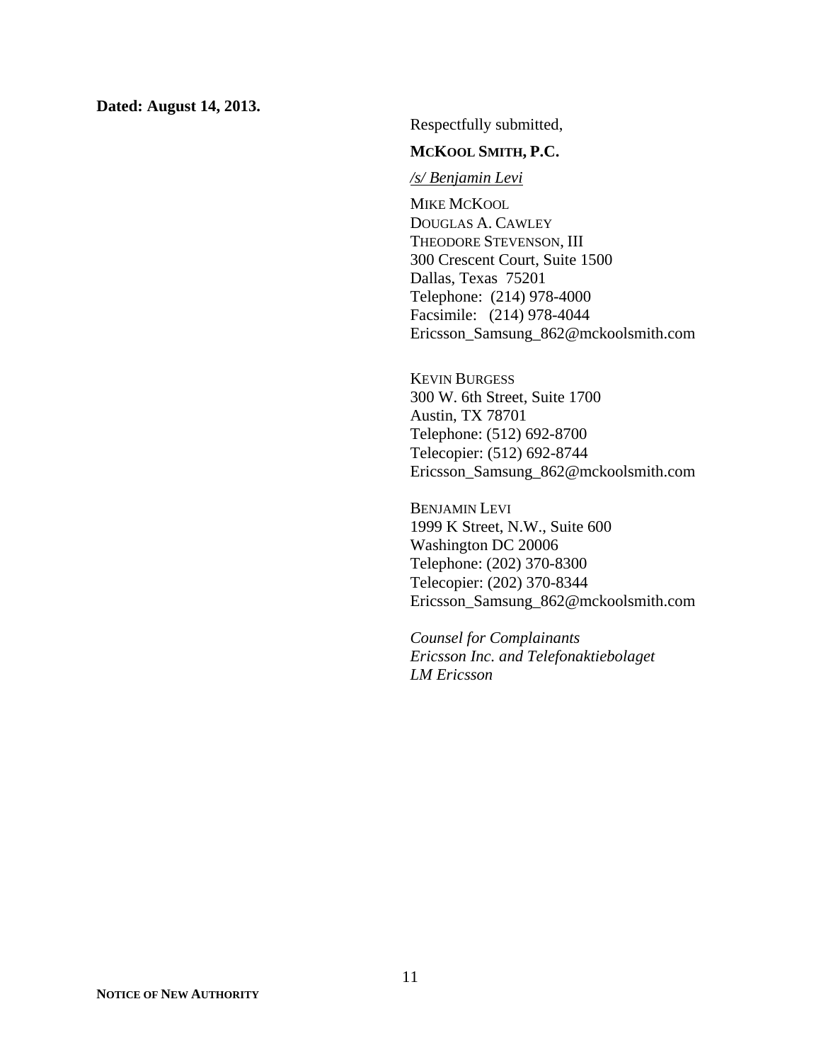**Dated: August 14, 2013.**

Respectfully submitted,

**MCKOOL SMITH, P.C.**

*/s/ Benjamin Levi*

MIKE MCKOOL  
DOUGLAS A. CAWLEY  
THEODORE STEVENSON, III  
300 Crescent Court, Suite 1500  
Dallas, Texas 75201  
Telephone: (214) 978-4000  
Facsimile: (214) 978-4044  
Ericsson_Samsung_862@mckoolsmith.com

KEVIN BURGESS  
300 W. 6th Street, Suite 1700  
Austin, TX 78701  
Telephone: (512) 692-8700  
Telecopier: (512) 692-8744  
Ericsson_Samsung_862@mckoolsmith.com

BENJAMIN LEVI  
1999 K Street, N.W., Suite 600  
Washington DC 20006  
Telephone: (202) 370-8300  
Telecopier: (202) 370-8344  
Ericsson_Samsung_862@mckoolsmith.com

*Counsel for Complainants*  
*Ericsson Inc. and Telefonaktiebolaget*  
*LM Ericsson*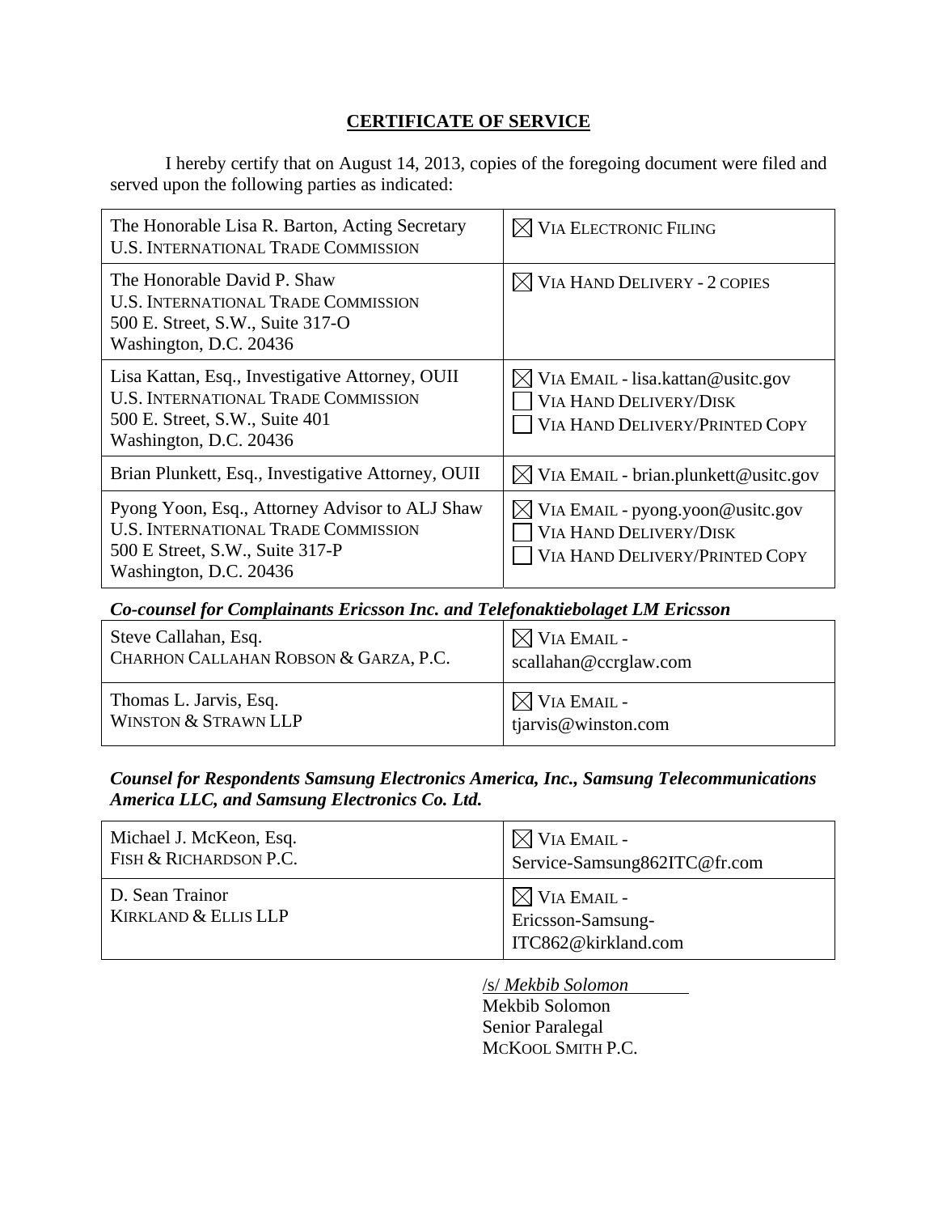## CERTIFICATE OF SERVICE

I hereby certify that on August 14, 2013, copies of the foregoing document were filed and served upon the following parties as indicated:

| | |
|---|---|
| The Honorable Lisa R. Barton, Acting Secretary<br>U.S. INTERNATIONAL TRADE COMMISSION | ☒ VIA ELECTRONIC FILING |
| The Honorable David P. Shaw<br>U.S. INTERNATIONAL TRADE COMMISSION<br>500 E. Street, S.W., Suite 317-O<br>Washington, D.C. 20436 | ☒ VIA HAND DELIVERY - 2 COPIES |
| Lisa Kattan, Esq., Investigative Attorney, OUII<br>U.S. INTERNATIONAL TRADE COMMISSION<br>500 E. Street, S.W., Suite 401<br>Washington, D.C. 20436 | ☒ VIA EMAIL - lisa.kattan@usitc.gov<br>☐ VIA HAND DELIVERY/DISK<br>☐ VIA HAND DELIVERY/PRINTED COPY |
| Brian Plunkett, Esq., Investigative Attorney, OUII | ☒ VIA EMAIL - brian.plunkett@usitc.gov |
| Pyong Yoon, Esq., Attorney Advisor to ALJ Shaw<br>U.S. INTERNATIONAL TRADE COMMISSION<br>500 E Street, S.W., Suite 317-P<br>Washington, D.C. 20436 | ☒ VIA EMAIL - pyong.yoon@usitc.gov<br>☐ VIA HAND DELIVERY/DISK<br>☐ VIA HAND DELIVERY/PRINTED COPY |

***Co-counsel for Complainants Ericsson Inc. and Telefonaktiebolaget LM Ericsson***

| | |
|---|---|
| Steve Callahan, Esq.<br>CHARHON CALLAHAN ROBSON & GARZA, P.C. | ☒ VIA EMAIL -<br>scallahan@ccrglaw.com |
| Thomas L. Jarvis, Esq.<br>WINSTON & STRAWN LLP | ☒ VIA EMAIL -<br>tjarvis@winston.com |

***Counsel for Respondents Samsung Electronics America, Inc., Samsung Telecommunications America LLC, and Samsung Electronics Co. Ltd.***

| | |
|---|---|
| Michael J. McKeon, Esq.<br>FISH & RICHARDSON P.C. | ☒ VIA EMAIL -<br>Service-Samsung862ITC@fr.com |
| D. Sean Trainor<br>KIRKLAND & ELLIS LLP | ☒ VIA EMAIL -<br>Ericsson-Samsung-<br>ITC862@kirkland.com |

/s/ *Mekbib Solomon*
Mekbib Solomon
Senior Paralegal
MCKOOL SMITH P.C.